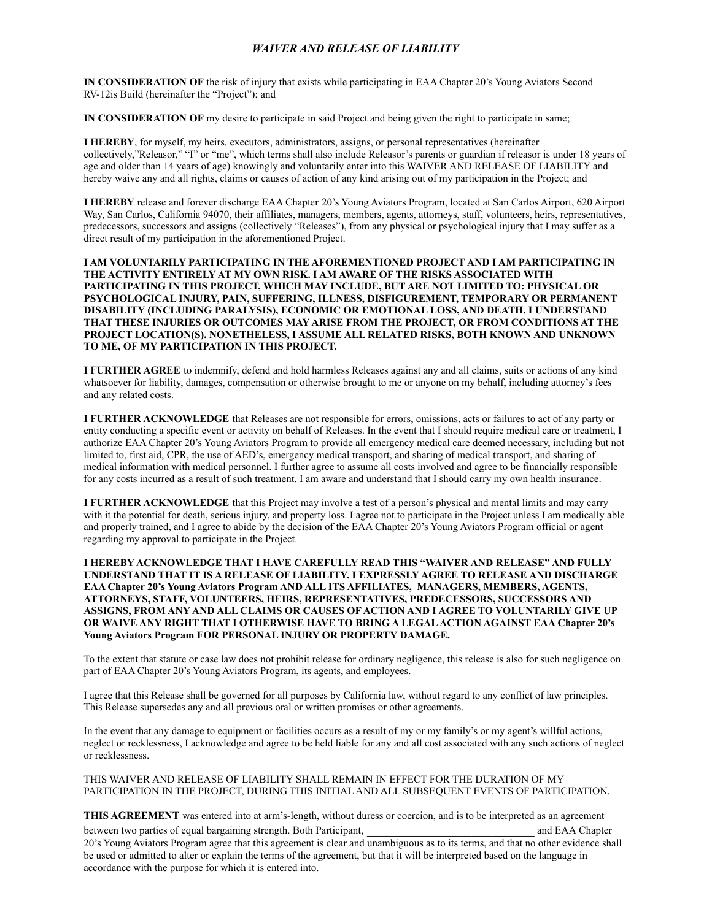# *WAIVER AND RELEASE OF LIABILITY*

**IN CONSIDERATION OF** the risk of injury that exists while participating in EAA Chapter 20's Young Aviators Second RV-12is Build (hereinafter the "Project"); and

**IN CONSIDERATION OF** my desire to participate in said Project and being given the right to participate in same;

**I HEREBY**, for myself, my heirs, executors, administrators, assigns, or personal representatives (hereinafter collectively,"Releasor," "I" or "me", which terms shall also include Releasor's parents or guardian if releasor is under 18 years of age and older than 14 years of age) knowingly and voluntarily enter into this WAIVER AND RELEASE OF LIABILITY and hereby waive any and all rights, claims or causes of action of any kind arising out of my participation in the Project; and

**I HEREBY** release and forever discharge EAA Chapter 20's Young Aviators Program, located at San Carlos Airport, 620 Airport Way, San Carlos, California 94070, their affiliates, managers, members, agents, attorneys, staff, volunteers, heirs, representatives, predecessors, successors and assigns (collectively "Releases"), from any physical or psychological injury that I may suffer as a direct result of my participation in the aforementioned Project.

**I AM VOLUNTARILY PARTICIPATING IN THE AFOREMENTIONED PROJECT AND I AM PARTICIPATING IN THE ACTIVITY ENTIRELY AT MY OWN RISK. I AM AWARE OF THE RISKS ASSOCIATED WITH PARTICIPATING IN THIS PROJECT, WHICH MAY INCLUDE, BUT ARE NOT LIMITED TO: PHYSICAL OR PSYCHOLOGICAL INJURY, PAIN, SUFFERING, ILLNESS, DISFIGUREMENT, TEMPORARY OR PERMANENT DISABILITY (INCLUDING PARALYSIS), ECONOMIC OR EMOTIONAL LOSS, AND DEATH. I UNDERSTAND THAT THESE INJURIES OR OUTCOMES MAY ARISE FROM THE PROJECT, OR FROM CONDITIONS AT THE PROJECT LOCATION(S). NONETHELESS, I ASSUME ALL RELATED RISKS, BOTH KNOWN AND UNKNOWN TO ME, OF MY PARTICIPATION IN THIS PROJECT.**

**I FURTHER AGREE** to indemnify, defend and hold harmless Releases against any and all claims, suits or actions of any kind whatsoever for liability, damages, compensation or otherwise brought to me or anyone on my behalf, including attorney's fees and any related costs.

**I FURTHER ACKNOWLEDGE** that Releases are not responsible for errors, omissions, acts or failures to act of any party or entity conducting a specific event or activity on behalf of Releases. In the event that I should require medical care or treatment, I authorize EAA Chapter 20's Young Aviators Program to provide all emergency medical care deemed necessary, including but not limited to, first aid, CPR, the use of AED's, emergency medical transport, and sharing of medical transport, and sharing of medical information with medical personnel. I further agree to assume all costs involved and agree to be financially responsible for any costs incurred as a result of such treatment. I am aware and understand that I should carry my own health insurance.

**I FURTHER ACKNOWLEDGE** that this Project may involve a test of a person's physical and mental limits and may carry with it the potential for death, serious injury, and property loss. I agree not to participate in the Project unless I am medically able and properly trained, and I agree to abide by the decision of the EAA Chapter 20's Young Aviators Program official or agent regarding my approval to participate in the Project.

**I HEREBY ACKNOWLEDGE THAT I HAVE CAREFULLY READ THIS "WAIVER AND RELEASE" AND FULLY UNDERSTAND THAT IT IS A RELEASE OF LIABILITY. I EXPRESSLY AGREE TO RELEASE AND DISCHARGE EAA Chapter 20's Young Aviators Program AND ALL ITS AFFILIATES, MANAGERS, MEMBERS, AGENTS, ATTORNEYS, STAFF, VOLUNTEERS, HEIRS, REPRESENTATIVES, PREDECESSORS, SUCCESSORS AND ASSIGNS, FROM ANY AND ALL CLAIMS OR CAUSES OF ACTION AND I AGREE TO VOLUNTARILY GIVE UP OR WAIVE ANY RIGHT THAT I OTHERWISE HAVE TO BRING A LEGAL ACTION AGAINST EAA Chapter 20's Young Aviators Program FOR PERSONAL INJURY OR PROPERTY DAMAGE.**

To the extent that statute or case law does not prohibit release for ordinary negligence, this release is also for such negligence on part of EAA Chapter 20's Young Aviators Program, its agents, and employees.

I agree that this Release shall be governed for all purposes by California law, without regard to any conflict of law principles. This Release supersedes any and all previous oral or written promises or other agreements.

In the event that any damage to equipment or facilities occurs as a result of my or my family's or my agent's willful actions, neglect or recklessness, I acknowledge and agree to be held liable for any and all cost associated with any such actions of neglect or recklessness.

THIS WAIVER AND RELEASE OF LIABILITY SHALL REMAIN IN EFFECT FOR THE DURATION OF MY PARTICIPATION IN THE PROJECT, DURING THIS INITIAL AND ALL SUBSEQUENT EVENTS OF PARTICIPATION.

**THIS AGREEMENT** was entered into at arm's-length, without duress or coercion, and is to be interpreted as an agreement between two parties of equal bargaining strength. Both Participant, ________________________________ and EAA Chapter 20's Young Aviators Program agree that this agreement is clear and unambiguous as to its terms, and that no other evidence shall be used or admitted to alter or explain the terms of the agreement, but that it will be interpreted based on the language in accordance with the purpose for which it is entered into.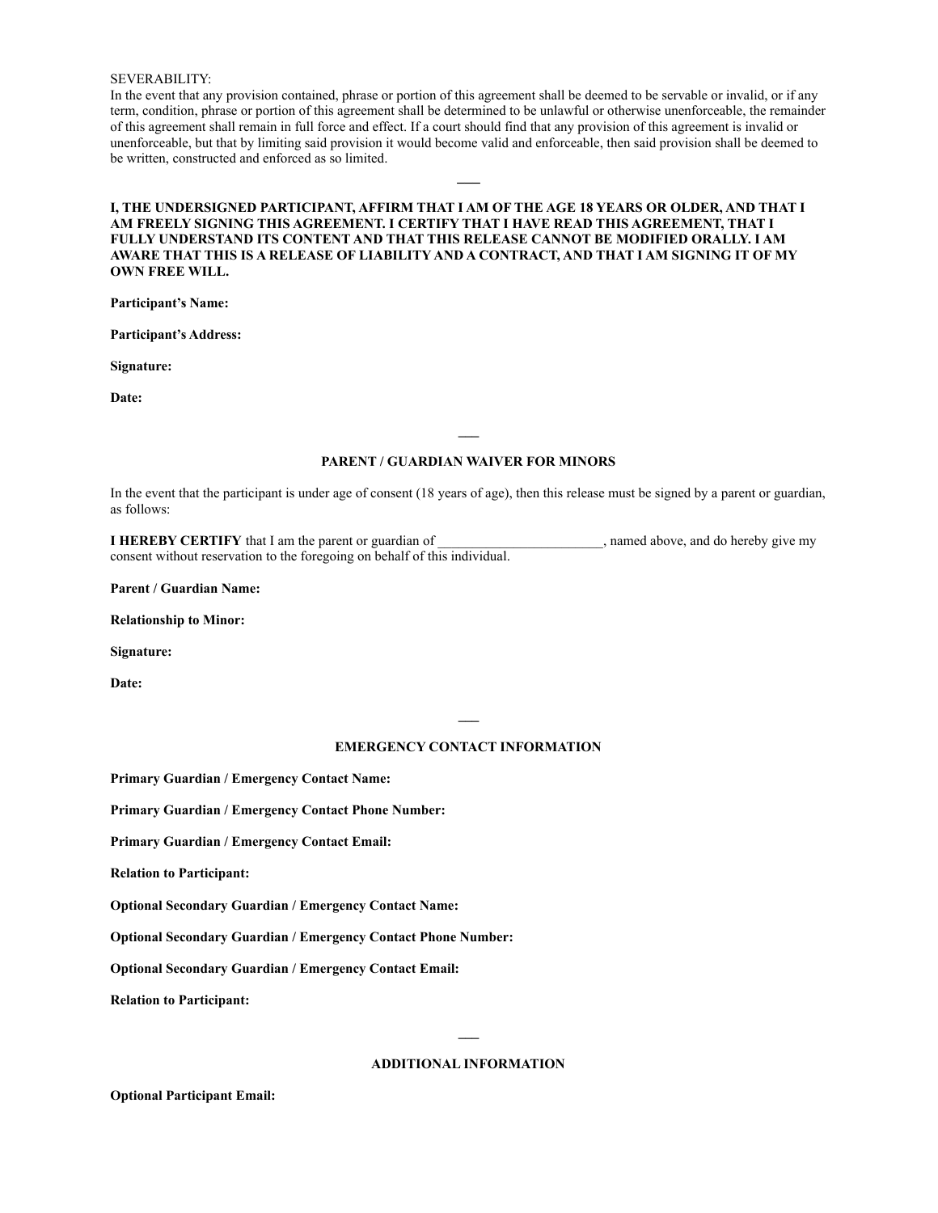SEVERABILITY:
In the event that any provision contained, phrase or portion of this agreement shall be deemed to be servable or invalid, or if any term, condition, phrase or portion of this agreement shall be determined to be unlawful or otherwise unenforceable, the remainder of this agreement shall remain in full force and effect. If a court should find that any provision of this agreement is invalid or unenforceable, but that by limiting said provision it would become valid and enforceable, then said provision shall be deemed to be written, constructed and enforced as so limited.

---

**I, THE UNDERSIGNED PARTICIPANT, AFFIRM THAT I AM OF THE AGE 18 YEARS OR OLDER, AND THAT I AM FREELY SIGNING THIS AGREEMENT. I CERTIFY THAT I HAVE READ THIS AGREEMENT, THAT I FULLY UNDERSTAND ITS CONTENT AND THAT THIS RELEASE CANNOT BE MODIFIED ORALLY. I AM AWARE THAT THIS IS A RELEASE OF LIABILITY AND A CONTRACT, AND THAT I AM SIGNING IT OF MY OWN FREE WILL.**

**Participant's Name:**

**Participant's Address:**

**Signature:**

**Date:**

---

**PARENT / GUARDIAN WAIVER FOR MINORS**

In the event that the participant is under age of consent (18 years of age), then this release must be signed by a parent or guardian, as follows:

**I HEREBY CERTIFY** that I am the parent or guardian of ________________________, named above, and do hereby give my consent without reservation to the foregoing on behalf of this individual.

**Parent / Guardian Name:**

**Relationship to Minor:**

**Signature:**

**Date:**

---

**EMERGENCY CONTACT INFORMATION**

**Primary Guardian / Emergency Contact Name:**

**Primary Guardian / Emergency Contact Phone Number:**

**Primary Guardian / Emergency Contact Email:**

**Relation to Participant:**

**Optional Secondary Guardian / Emergency Contact Name:**

**Optional Secondary Guardian / Emergency Contact Phone Number:**

**Optional Secondary Guardian / Emergency Contact Email:**

**Relation to Participant:**

---

**ADDITIONAL INFORMATION**

**Optional Participant Email:**